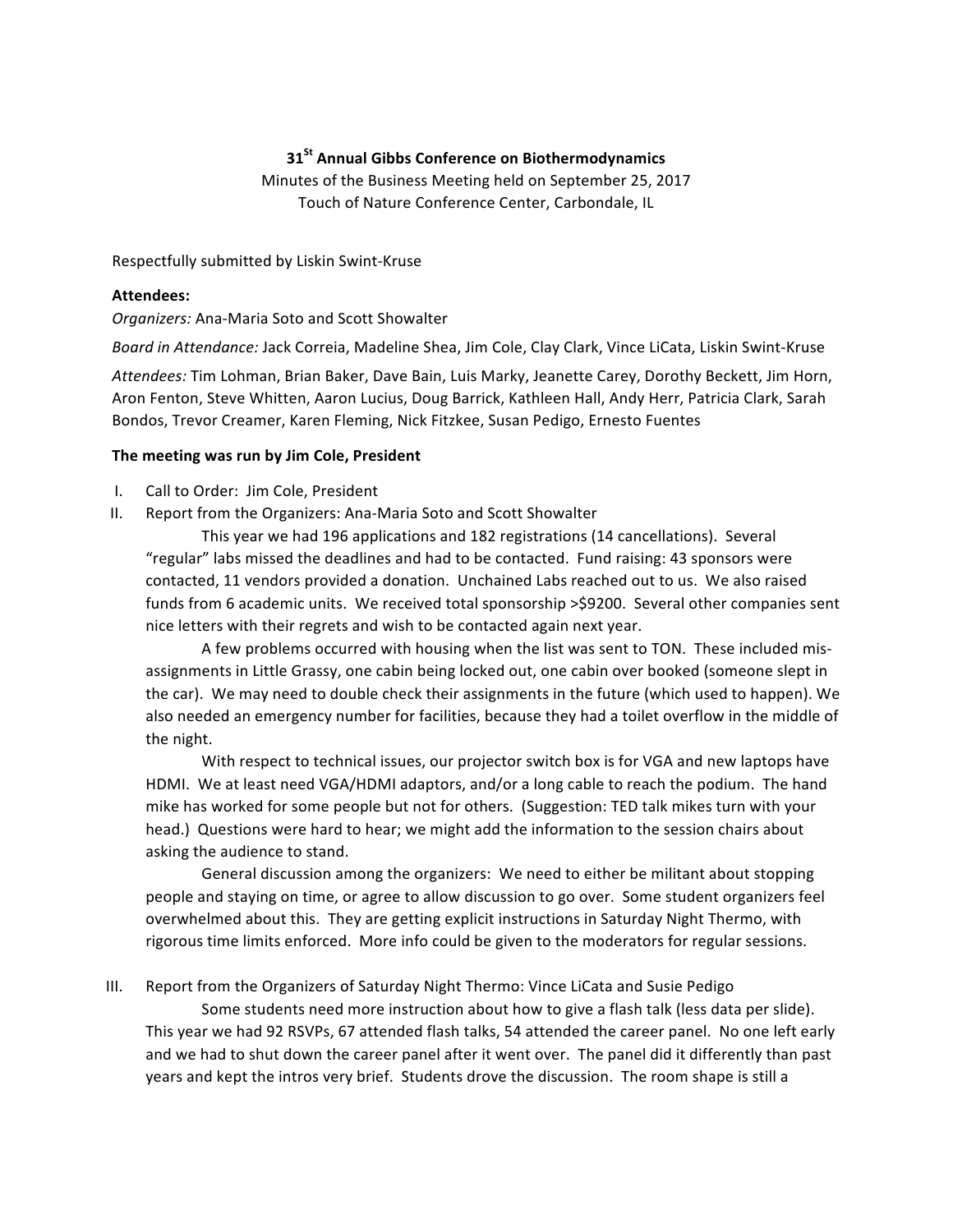**31st Annual Gibbs Conference on Biothermodynamics**

Minutes of the Business Meeting held on September 25, 2017

Touch of Nature Conference Center, Carbondale, IL

Respectfully submitted by Liskin Swint-Kruse

**Attendees:**

*Organizers:* Ana-Maria Soto and Scott Showalter

*Board in Attendance:* Jack Correia, Madeline Shea, Jim Cole, Clay Clark, Vince LiCata, Liskin Swint-Kruse

*Attendees:* Tim Lohman, Brian Baker, Dave Bain, Luis Marky, Jeanette Carey, Dorothy Beckett, Jim Horn, Aron Fenton, Steve Whitten, Aaron Lucius, Doug Barrick, Kathleen Hall, Andy Herr, Patricia Clark, Sarah Bondos, Trevor Creamer, Karen Fleming, Nick Fitzkee, Susan Pedigo, Ernesto Fuentes

**The meeting was run by Jim Cole, President**

I. Call to Order: Jim Cole, President

II. Report from the Organizers: Ana-Maria Soto and Scott Showalter

This year we had 196 applications and 182 registrations (14 cancellations). Several "regular" labs missed the deadlines and had to be contacted. Fund raising: 43 sponsors were contacted, 11 vendors provided a donation. Unchained Labs reached out to us. We also raised funds from 6 academic units. We received total sponsorship >$9200. Several other companies sent nice letters with their regrets and wish to be contacted again next year.

A few problems occurred with housing when the list was sent to TON. These included mis-assignments in Little Grassy, one cabin being locked out, one cabin over booked (someone slept in the car). We may need to double check their assignments in the future (which used to happen). We also needed an emergency number for facilities, because they had a toilet overflow in the middle of the night.

With respect to technical issues, our projector switch box is for VGA and new laptops have HDMI. We at least need VGA/HDMI adaptors, and/or a long cable to reach the podium. The hand mike has worked for some people but not for others. (Suggestion: TED talk mikes turn with your head.) Questions were hard to hear; we might add the information to the session chairs about asking the audience to stand.

General discussion among the organizers: We need to either be militant about stopping people and staying on time, or agree to allow discussion to go over. Some student organizers feel overwhelmed about this. They are getting explicit instructions in Saturday Night Thermo, with rigorous time limits enforced. More info could be given to the moderators for regular sessions.

III. Report from the Organizers of Saturday Night Thermo: Vince LiCata and Susie Pedigo

Some students need more instruction about how to give a flash talk (less data per slide). This year we had 92 RSVPs, 67 attended flash talks, 54 attended the career panel. No one left early and we had to shut down the career panel after it went over. The panel did it differently than past years and kept the intros very brief. Students drove the discussion. The room shape is still a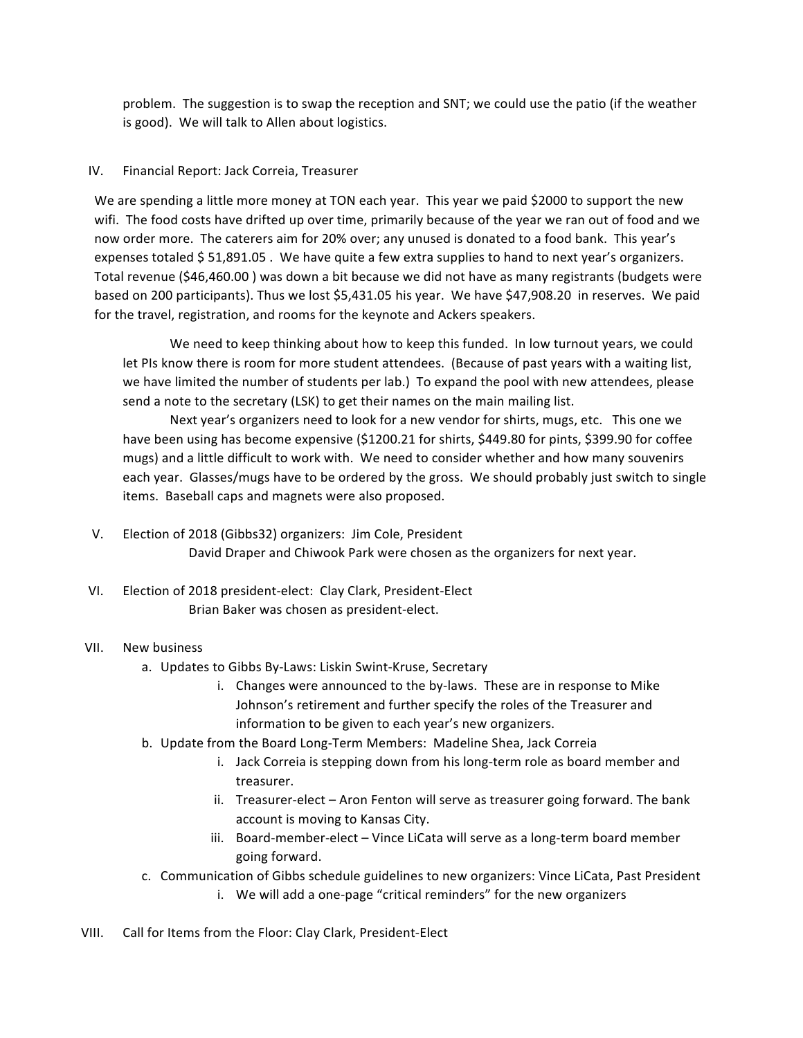problem. The suggestion is to swap the reception and SNT; we could use the patio (if the weather is good). We will talk to Allen about logistics.

IV. Financial Report: Jack Correia, Treasurer

We are spending a little more money at TON each year. This year we paid $2000 to support the new wifi. The food costs have drifted up over time, primarily because of the year we ran out of food and we now order more. The caterers aim for 20% over; any unused is donated to a food bank. This year's expenses totaled $ 51,891.05 . We have quite a few extra supplies to hand to next year's organizers. Total revenue ($46,460.00 ) was down a bit because we did not have as many registrants (budgets were based on 200 participants). Thus we lost $5,431.05 his year. We have $47,908.20 in reserves. We paid for the travel, registration, and rooms for the keynote and Ackers speakers.

We need to keep thinking about how to keep this funded. In low turnout years, we could let PIs know there is room for more student attendees. (Because of past years with a waiting list, we have limited the number of students per lab.) To expand the pool with new attendees, please send a note to the secretary (LSK) to get their names on the main mailing list.

Next year's organizers need to look for a new vendor for shirts, mugs, etc. This one we have been using has become expensive ($1200.21 for shirts, $449.80 for pints, $399.90 for coffee mugs) and a little difficult to work with. We need to consider whether and how many souvenirs each year. Glasses/mugs have to be ordered by the gross. We should probably just switch to single items. Baseball caps and magnets were also proposed.

V. Election of 2018 (Gibbs32) organizers: Jim Cole, President

David Draper and Chiwook Park were chosen as the organizers for next year.

VI. Election of 2018 president-elect: Clay Clark, President-Elect

Brian Baker was chosen as president-elect.

VII. New business

a. Updates to Gibbs By-Laws: Liskin Swint-Kruse, Secretary
    i. Changes were announced to the by-laws. These are in response to Mike Johnson's retirement and further specify the roles of the Treasurer and information to be given to each year's new organizers.
b. Update from the Board Long-Term Members: Madeline Shea, Jack Correia
    i. Jack Correia is stepping down from his long-term role as board member and treasurer.
    ii. Treasurer-elect – Aron Fenton will serve as treasurer going forward. The bank account is moving to Kansas City.
    iii. Board-member-elect – Vince LiCata will serve as a long-term board member going forward.
c. Communication of Gibbs schedule guidelines to new organizers: Vince LiCata, Past President
    i. We will add a one-page "critical reminders" for the new organizers

VIII. Call for Items from the Floor: Clay Clark, President-Elect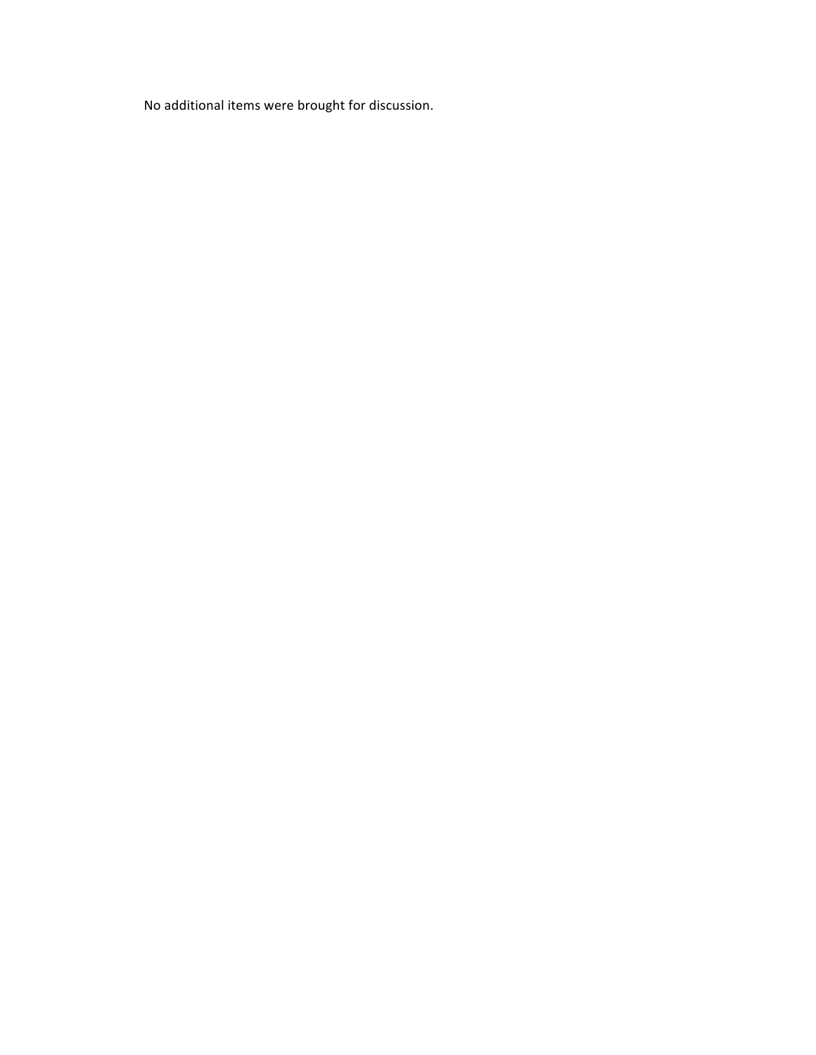No additional items were brought for discussion.